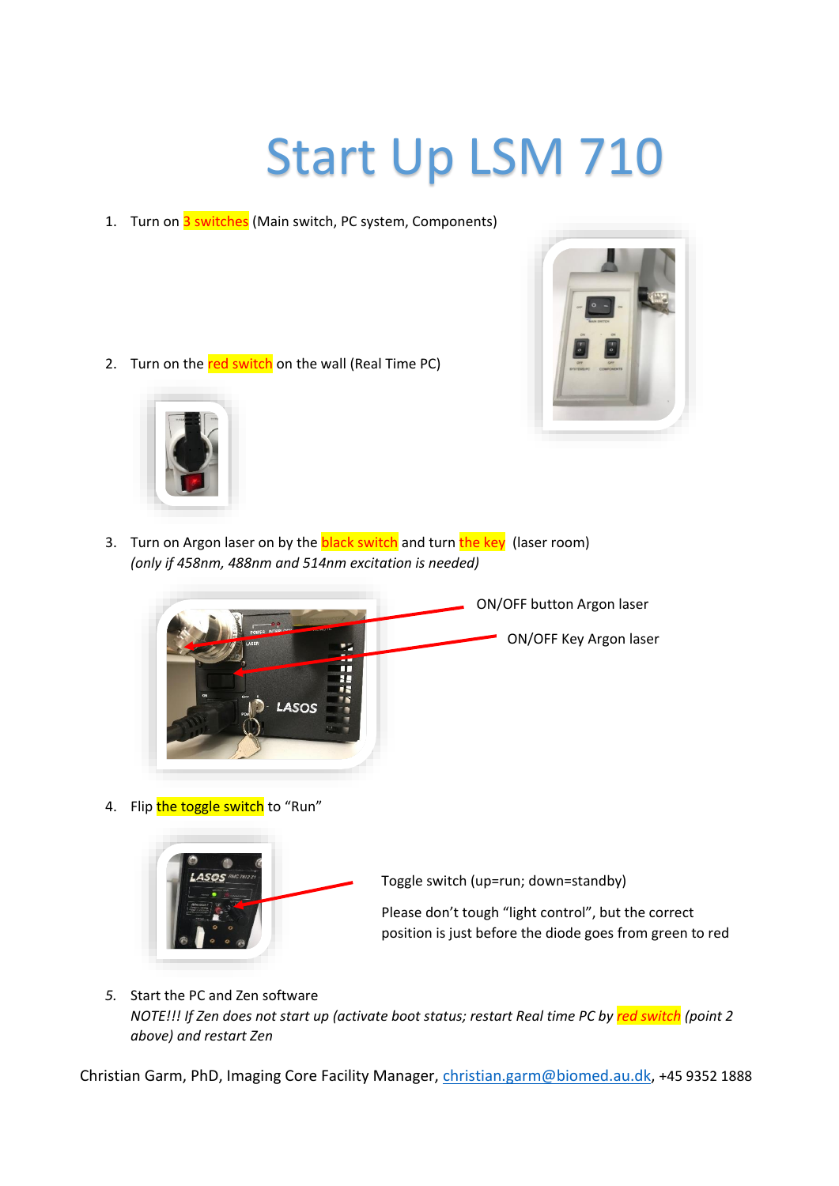# Start Up LSM 710

1. Turn on 3 switches (Main switch, PC system, Components)

2. Turn on the red switch on the wall (Real Time PC)

3. Turn on Argon laser on by the black switch and turn the key (laser room)
   *(only if 458nm, 488nm and 514nm excitation is needed)*

   ON/OFF button Argon laser

   ON/OFF Key Argon laser

4. Flip the toggle switch to "Run"

   Toggle switch (up=run; down=standby)

   Please don't tough "light control", but the correct position is just before the diode goes from green to red

5. Start the PC and Zen software
   *NOTE!!! If Zen does not start up (activate boot status; restart Real time PC by red switch (point 2 above) and restart Zen*

Christian Garm, PhD, Imaging Core Facility Manager, christian.garm@biomed.au.dk, +45 9352 1888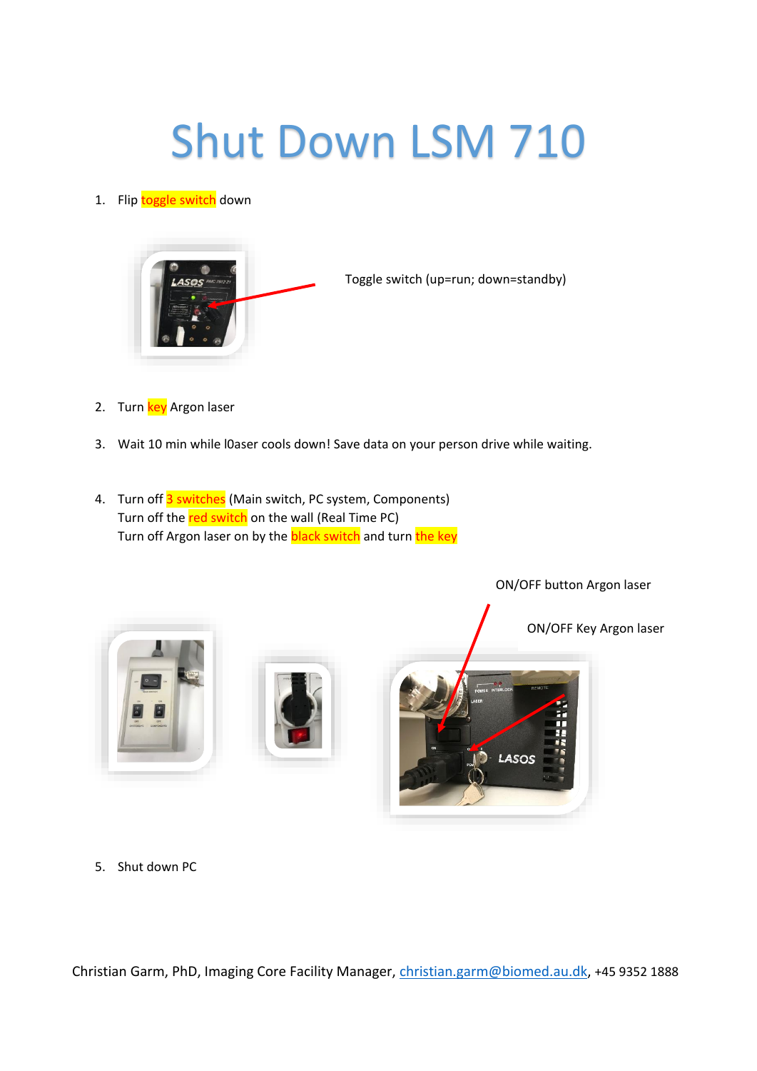# Shut Down LSM 710

1. Flip toggle switch down

Toggle switch (up=run; down=standby)

2. Turn key Argon laser

3. Wait 10 min while l0aser cools down! Save data on your person drive while waiting.

4. Turn off 3 switches (Main switch, PC system, Components)
   Turn off the red switch on the wall (Real Time PC)
   Turn off Argon laser on by the black switch and turn the key

ON/OFF button Argon laser

ON/OFF Key Argon laser

5. Shut down PC

Christian Garm, PhD, Imaging Core Facility Manager, christian.garm@biomed.au.dk, +45 9352 1888